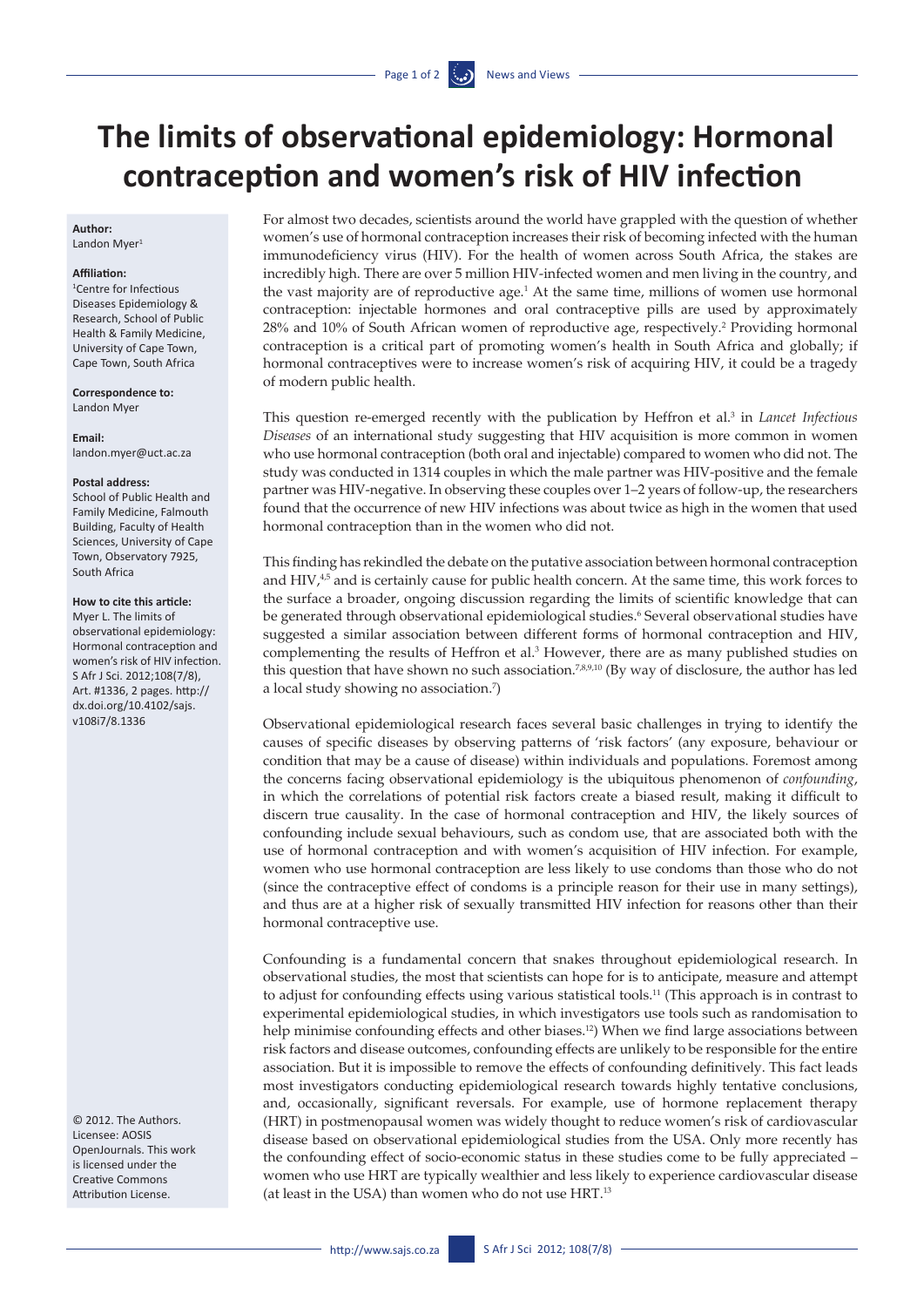# The limits of observational epidemiology: Hormonal contraception and women's risk of HIV infection

**Author:**
Landon Myer[1]

**Affiliation:**
[1]Centre for Infectious Diseases Epidemiology & Research, School of Public Health & Family Medicine, University of Cape Town, Cape Town, South Africa

**Correspondence to:**
Landon Myer

**Email:**
landon.myer@uct.ac.za

**Postal address:**
School of Public Health and Family Medicine, Falmouth Building, Faculty of Health Sciences, University of Cape Town, Observatory 7925, South Africa

**How to cite this article:**
Myer L. The limits of observational epidemiology: Hormonal contraception and women's risk of HIV infection. S Afr J Sci. 2012;108(7/8), Art. #1336, 2 pages. http://dx.doi.org/10.4102/sajs.v108i7/8.1336

© 2012. The Authors. Licensee: AOSIS OpenJournals. This work is licensed under the Creative Commons Attribution License.

For almost two decades, scientists around the world have grappled with the question of whether women's use of hormonal contraception increases their risk of becoming infected with the human immunodeficiency virus (HIV). For the health of women across South Africa, the stakes are incredibly high. There are over 5 million HIV-infected women and men living in the country, and the vast majority are of reproductive age.[1] At the same time, millions of women use hormonal contraception: injectable hormones and oral contraceptive pills are used by approximately 28% and 10% of South African women of reproductive age, respectively.[2] Providing hormonal contraception is a critical part of promoting women's health in South Africa and globally; if hormonal contraceptives were to increase women's risk of acquiring HIV, it could be a tragedy of modern public health.

This question re-emerged recently with the publication by Heffron et al.[3] in *Lancet Infectious Diseases* of an international study suggesting that HIV acquisition is more common in women who use hormonal contraception (both oral and injectable) compared to women who did not. The study was conducted in 1314 couples in which the male partner was HIV-positive and the female partner was HIV-negative. In observing these couples over 1–2 years of follow-up, the researchers found that the occurrence of new HIV infections was about twice as high in the women that used hormonal contraception than in the women who did not.

This finding has rekindled the debate on the putative association between hormonal contraception and HIV,[4,5] and is certainly cause for public health concern. At the same time, this work forces to the surface a broader, ongoing discussion regarding the limits of scientific knowledge that can be generated through observational epidemiological studies.[6] Several observational studies have suggested a similar association between different forms of hormonal contraception and HIV, complementing the results of Heffron et al.[3] However, there are as many published studies on this question that have shown no such association.[7,8,9,10] (By way of disclosure, the author has led a local study showing no association.[7])

Observational epidemiological research faces several basic challenges in trying to identify the causes of specific diseases by observing patterns of 'risk factors' (any exposure, behaviour or condition that may be a cause of disease) within individuals and populations. Foremost among the concerns facing observational epidemiology is the ubiquitous phenomenon of *confounding*, in which the correlations of potential risk factors create a biased result, making it difficult to discern true causality. In the case of hormonal contraception and HIV, the likely sources of confounding include sexual behaviours, such as condom use, that are associated both with the use of hormonal contraception and with women's acquisition of HIV infection. For example, women who use hormonal contraception are less likely to use condoms than those who do not (since the contraceptive effect of condoms is a principle reason for their use in many settings), and thus are at a higher risk of sexually transmitted HIV infection for reasons other than their hormonal contraceptive use.

Confounding is a fundamental concern that snakes throughout epidemiological research. In observational studies, the most that scientists can hope for is to anticipate, measure and attempt to adjust for confounding effects using various statistical tools.[11] (This approach is in contrast to experimental epidemiological studies, in which investigators use tools such as randomisation to help minimise confounding effects and other biases.[12]) When we find large associations between risk factors and disease outcomes, confounding effects are unlikely to be responsible for the entire association. But it is impossible to remove the effects of confounding definitively. This fact leads most investigators conducting epidemiological research towards highly tentative conclusions, and, occasionally, significant reversals. For example, use of hormone replacement therapy (HRT) in postmenopausal women was widely thought to reduce women's risk of cardiovascular disease based on observational epidemiological studies from the USA. Only more recently has the confounding effect of socio-economic status in these studies come to be fully appreciated – women who use HRT are typically wealthier and less likely to experience cardiovascular disease (at least in the USA) than women who do not use HRT.[13]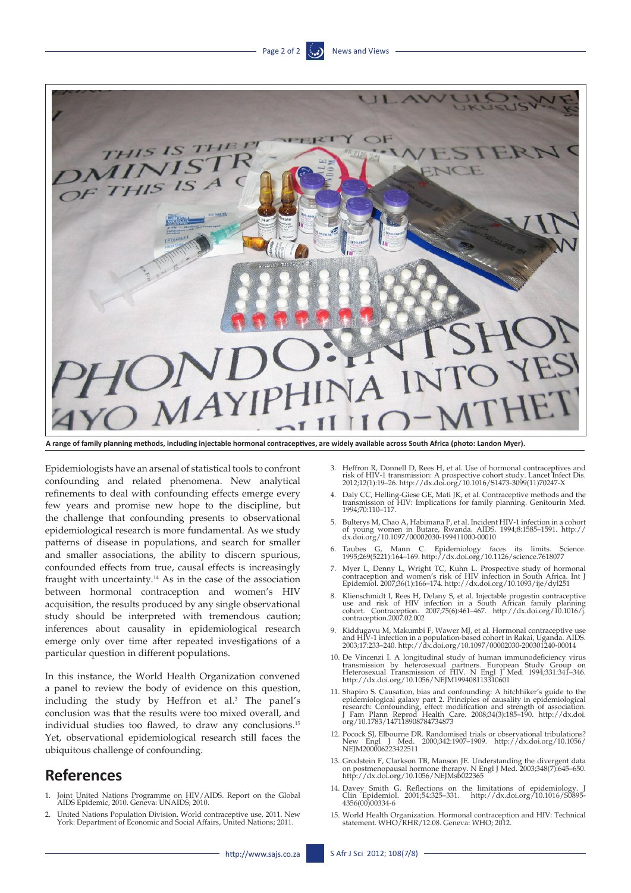A range of family planning methods, including injectable hormonal contraceptives, are widely available across South Africa (photo: Landon Myer).

Epidemiologists have an arsenal of statistical tools to confront confounding and related phenomena. New analytical refinements to deal with confounding effects emerge every few years and promise new hope to the discipline, but the challenge that confounding presents to observational epidemiological research is more fundamental. As we study patterns of disease in populations, and search for smaller and smaller associations, the ability to discern spurious, confounded effects from true, causal effects is increasingly fraught with uncertainty.[14] As in the case of the association between hormonal contraception and women's HIV acquisition, the results produced by any single observational study should be interpreted with tremendous caution; inferences about causality in epidemiological research emerge only over time after repeated investigations of a particular question in different populations.

In this instance, the World Health Organization convened a panel to review the body of evidence on this question, including the study by Heffron et al.[3] The panel's conclusion was that the results were too mixed overall, and individual studies too flawed, to draw any conclusions.[15] Yet, observational epidemiological research still faces the ubiquitous challenge of confounding.

## References

1. Joint United Nations Programme on HIV/AIDS. Report on the Global AIDS Epidemic, 2010. Geneva: UNAIDS; 2010.
2. United Nations Population Division. World contraceptive use, 2011. New York: Department of Economic and Social Affairs, United Nations; 2011.
3. Heffron R, Donnell D, Rees H, et al. Use of hormonal contraceptives and risk of HIV-1 transmission: A prospective cohort study. Lancet Infect Dis. 2012;12(1):19–26. http://dx.doi.org/10.1016/S1473-3099(11)70247-X
4. Daly CC, Helling-Giese GE, Mati JK, et al. Contraceptive methods and the transmission of HIV: Implications for family planning. Genitourin Med. 1994;70:110–117.
5. Bulterys M, Chao A, Habimana P, et al. Incident HIV-1 infection in a cohort of young women in Butare, Rwanda. AIDS. 1994;8:1585–1591. http://dx.doi.org/10.1097/00002030-199411000-00010
6. Taubes G, Mann C. Epidemiology faces its limits. Science. 1995;269(5221):164–169. http://dx.doi.org/10.1126/science.7618077
7. Myer L, Denny L, Wright TC, Kuhn L. Prospective study of hormonal contraception and women's risk of HIV infection in South Africa. Int J Epidemiol. 2007;36(1):166–174. http://dx.doi.org/10.1093/ije/dyl251
8. Klienschmidt I, Rees H, Delany S, et al. Injectable progestin contraceptive use and risk of HIV infection in a South African family planning cohort. Contraception. 2007;75(6):461–467. http://dx.doi.org/10.1016/j.contraception.2007.02.002
9. Kiddugavu M, Makumbi F, Wawer MJ, et al. Hormonal contraceptive use and HIV-1 infection in a population-based cohort in Rakai, Uganda. AIDS. 2003;17:233–240. http://dx.doi.org/10.1097/00002030-200301240-00014
10. De Vincenzi I. A longitudinal study of human immunodeficiency virus transmission by heterosexual partners. European Study Group on Heterosexual Transmission of HIV. N Engl J Med. 1994;331:341–346. http://dx.doi.org/10.1056/NEJM199408113310601
11. Shapiro S. Causation, bias and confounding: A hitchhiker's guide to the epidemiological galaxy part 2. Principles of causality in epidemiological research: Confounding, effect modification and strength of association. J Fam Plann Reprod Health Care. 2008;34(3):185–190. http://dx.doi.org/10.1783/147118908784734873
12. Pocock SJ, Elbourne DR. Randomised trials or observational tribulations? New Engl J Med. 2000;342:1907–1909. http://dx.doi.org/10.1056/NEJM200006223422511
13. Grodstein F, Clarkson TB, Manson JE. Understanding the divergent data on postmenopausal hormone therapy. N Engl J Med. 2003;348(7):645–650. http://dx.doi.org/10.1056/NEJMsb022365
14. Davey Smith G. Reflections on the limitations of epidemiology. J Clin Epidemiol. 2001;54:325–331. http://dx.doi.org/10.1016/S0895-4356(00)00334-6
15. World Health Organization. Hormonal contraception and HIV: Technical statement. WHO/RHR/12.08. Geneva: WHO; 2012.